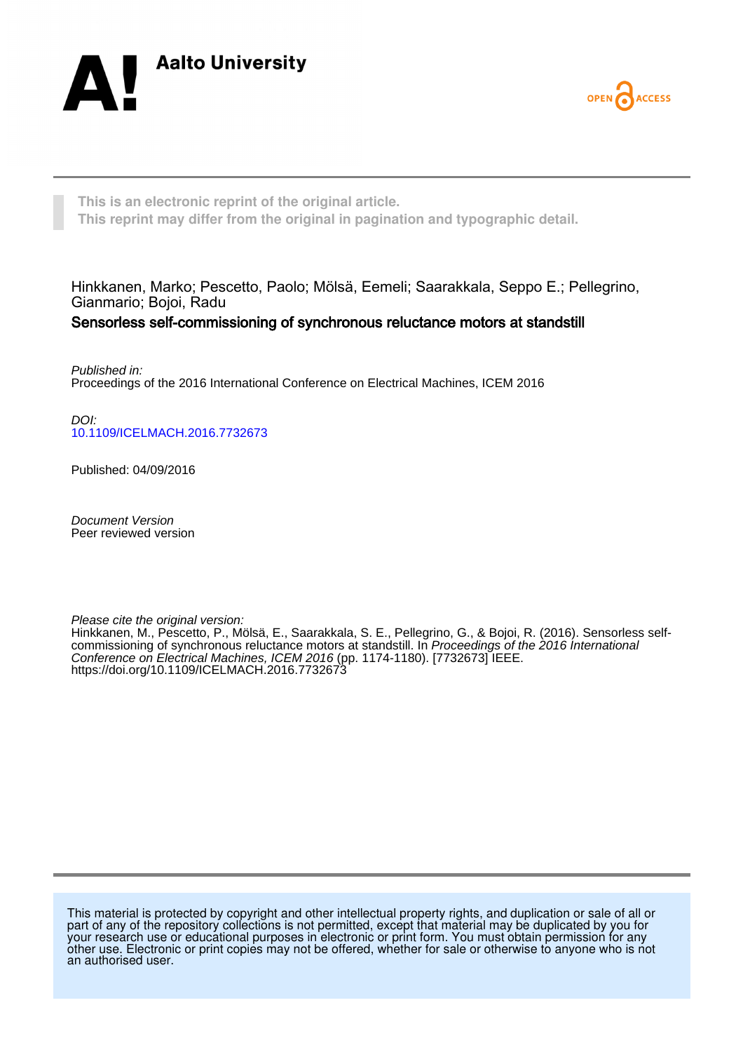Aalto University

OPEN ACCESS

**This is an electronic reprint of the original article.**
**This reprint may differ from the original in pagination and typographic detail.**

Hinkkanen, Marko; Pescetto, Paolo; Mölsä, Eemeli; Saarakkala, Seppo E.; Pellegrino, Gianmario; Bojoi, Radu

**Sensorless self-commissioning of synchronous reluctance motors at standstill**

*Published in:*
Proceedings of the 2016 International Conference on Electrical Machines, ICEM 2016

*DOI:*
10.1109/ICELMACH.2016.7732673

Published: 04/09/2016

*Document Version*
Peer reviewed version

*Please cite the original version:*
Hinkkanen, M., Pescetto, P., Mölsä, E., Saarakkala, S. E., Pellegrino, G., & Bojoi, R. (2016). Sensorless self-commissioning of synchronous reluctance motors at standstill. In *Proceedings of the 2016 International Conference on Electrical Machines, ICEM 2016* (pp. 1174-1180). [7732673] IEEE. https://doi.org/10.1109/ICELMACH.2016.7732673

This material is protected by copyright and other intellectual property rights, and duplication or sale of all or part of any of the repository collections is not permitted, except that material may be duplicated by you for your research use or educational purposes in electronic or print form. You must obtain permission for any other use. Electronic or print copies may not be offered, whether for sale or otherwise to anyone who is not an authorised user.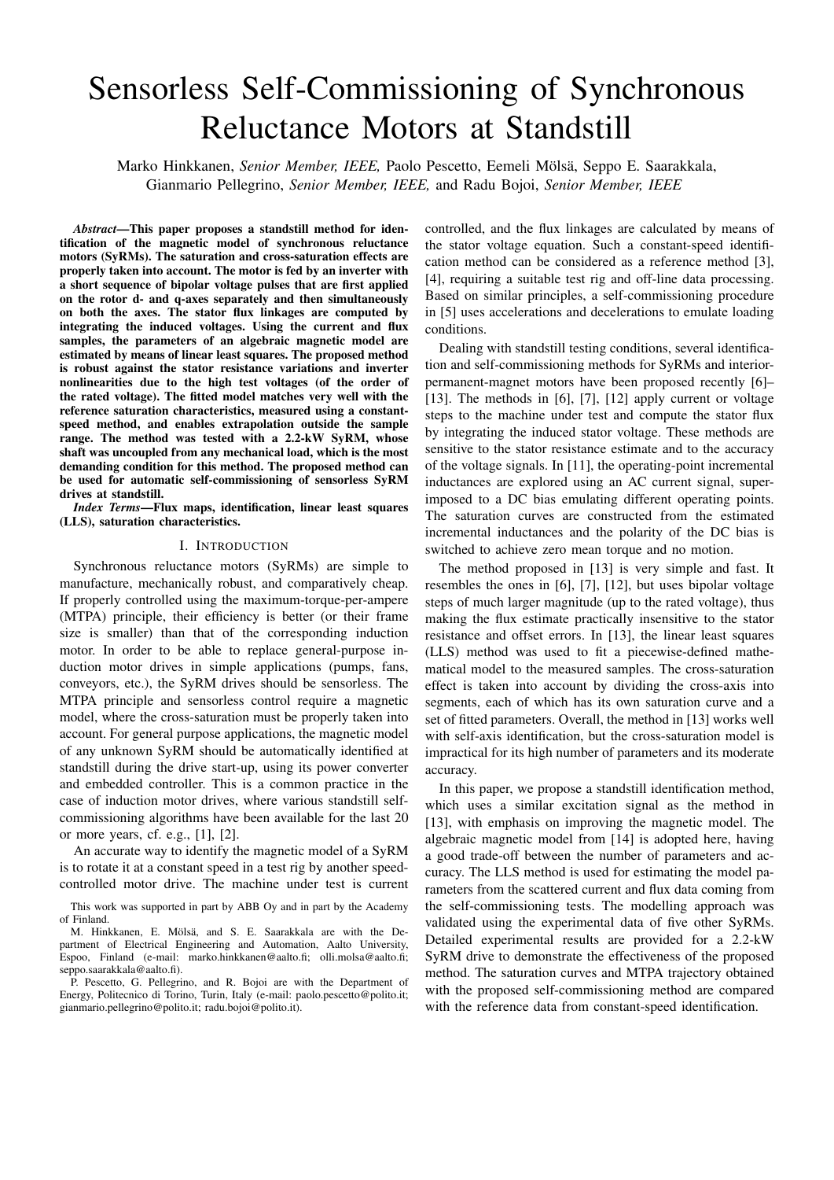# Sensorless Self-Commissioning of Synchronous Reluctance Motors at Standstill

Marko Hinkkanen, *Senior Member, IEEE,* Paolo Pescetto, Eemeli Mölsä, Seppo E. Saarakkala, Gianmario Pellegrino, *Senior Member, IEEE,* and Radu Bojoi, *Senior Member, IEEE*

***Abstract*—This paper proposes a standstill method for identification of the magnetic model of synchronous reluctance motors (SyRMs). The saturation and cross-saturation effects are properly taken into account. The motor is fed by an inverter with a short sequence of bipolar voltage pulses that are first applied on the rotor d- and q-axes separately and then simultaneously on both the axes. The stator flux linkages are computed by integrating the induced voltages. Using the current and flux samples, the parameters of an algebraic magnetic model are estimated by means of linear least squares. The proposed method is robust against the stator resistance variations and inverter nonlinearities due to the high test voltages (of the order of the rated voltage). The fitted model matches very well with the reference saturation characteristics, measured using a constant-speed method, and enables extrapolation outside the sample range. The method was tested with a 2.2-kW SyRM, whose shaft was uncoupled from any mechanical load, which is the most demanding condition for this method. The proposed method can be used for automatic self-commissioning of sensorless SyRM drives at standstill.**

***Index Terms*—Flux maps, identification, linear least squares (LLS), saturation characteristics.**

## I. Introduction

Synchronous reluctance motors (SyRMs) are simple to manufacture, mechanically robust, and comparatively cheap. If properly controlled using the maximum-torque-per-ampere (MTPA) principle, their efficiency is better (or their frame size is smaller) than that of the corresponding induction motor. In order to be able to replace general-purpose induction motor drives in simple applications (pumps, fans, conveyors, etc.), the SyRM drives should be sensorless. The MTPA principle and sensorless control require a magnetic model, where the cross-saturation must be properly taken into account. For general purpose applications, the magnetic model of any unknown SyRM should be automatically identified at standstill during the drive start-up, using its power converter and embedded controller. This is a common practice in the case of induction motor drives, where various standstill self-commissioning algorithms have been available for the last 20 or more years, cf. e.g., [1], [2].

An accurate way to identify the magnetic model of a SyRM is to rotate it at a constant speed in a test rig by another speed-controlled motor drive. The machine under test is current controlled, and the flux linkages are calculated by means of the stator voltage equation. Such a constant-speed identification method can be considered as a reference method [3], [4], requiring a suitable test rig and off-line data processing. Based on similar principles, a self-commissioning procedure in [5] uses accelerations and decelerations to emulate loading conditions.

Dealing with standstill testing conditions, several identification and self-commissioning methods for SyRMs and interior-permanent-magnet motors have been proposed recently [6]–[13]. The methods in [6], [7], [12] apply current or voltage steps to the machine under test and compute the stator flux by integrating the induced stator voltage. These methods are sensitive to the stator resistance estimate and to the accuracy of the voltage signals. In [11], the operating-point incremental inductances are explored using an AC current signal, superimposed to a DC bias emulating different operating points. The saturation curves are constructed from the estimated incremental inductances and the polarity of the DC bias is switched to achieve zero mean torque and no motion.

The method proposed in [13] is very simple and fast. It resembles the ones in [6], [7], [12], but uses bipolar voltage steps of much larger magnitude (up to the rated voltage), thus making the flux estimate practically insensitive to the stator resistance and offset errors. In [13], the linear least squares (LLS) method was used to fit a piecewise-defined mathematical model to the measured samples. The cross-saturation effect is taken into account by dividing the cross-axis into segments, each of which has its own saturation curve and a set of fitted parameters. Overall, the method in [13] works well with self-axis identification, but the cross-saturation model is impractical for its high number of parameters and its moderate accuracy.

In this paper, we propose a standstill identification method, which uses a similar excitation signal as the method in [13], with emphasis on improving the magnetic model. The algebraic magnetic model from [14] is adopted here, having a good trade-off between the number of parameters and accuracy. The LLS method is used for estimating the model parameters from the scattered current and flux data coming from the self-commissioning tests. The modelling approach was validated using the experimental data of five other SyRMs. Detailed experimental results are provided for a 2.2-kW SyRM drive to demonstrate the effectiveness of the proposed method. The saturation curves and MTPA trajectory obtained with the proposed self-commissioning method are compared with the reference data from constant-speed identification.

This work was supported in part by ABB Oy and in part by the Academy of Finland.

M. Hinkkanen, E. Mölsä, and S. E. Saarakkala are with the Department of Electrical Engineering and Automation, Aalto University, Espoo, Finland (e-mail: marko.hinkkanen@aalto.fi; olli.molsa@aalto.fi; seppo.saarakkala@aalto.fi).

P. Pescetto, G. Pellegrino, and R. Bojoi are with the Department of Energy, Politecnico di Torino, Turin, Italy (e-mail: paolo.pescetto@polito.it; gianmario.pellegrino@polito.it; radu.bojoi@polito.it).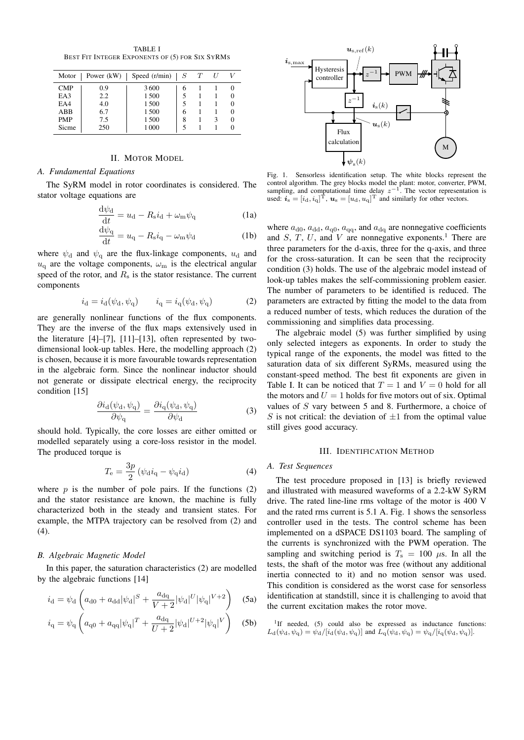TABLE I
BEST FIT INTEGER EXPONENTS OF (5) FOR SIX SYRMS

| Motor | Power (kW) | Speed (r/min) | $S$ | $T$ | $U$ | $V$ |
|---|---|---|---|---|---|---|
| CMP | 0.9 | 3 600 | 6 | 1 | 1 | 0 |
| EA3 | 2.2 | 1 500 | 5 | 1 | 1 | 0 |
| EA4 | 4.0 | 1 500 | 5 | 1 | 1 | 0 |
| ABB | 6.7 | 1 500 | 6 | 1 | 1 | 0 |
| PMP | 7.5 | 1 500 | 8 | 1 | 3 | 0 |
| Sicme | 250 | 1 000 | 5 | 1 | 1 | 0 |

## II. MOTOR MODEL

### A. Fundamental Equations

The SyRM model in rotor coordinates is considered. The stator voltage equations are

$$\frac{\mathrm{d}\psi_\mathrm{d}}{\mathrm{d}t} = u_\mathrm{d} - R_\mathrm{s} i_\mathrm{d} + \omega_\mathrm{m}\psi_\mathrm{q} \tag{1a}$$

$$\frac{\mathrm{d}\psi_\mathrm{q}}{\mathrm{d}t} = u_\mathrm{q} - R_\mathrm{s} i_\mathrm{q} - \omega_\mathrm{m}\psi_\mathrm{d} \tag{1b}$$

where $\psi_\mathrm{d}$ and $\psi_\mathrm{q}$ are the flux-linkage components, $u_\mathrm{d}$ and $u_\mathrm{q}$ are the voltage components, $\omega_\mathrm{m}$ is the electrical angular speed of the rotor, and $R_\mathrm{s}$ is the stator resistance. The current components

$$i_\mathrm{d} = i_\mathrm{d}(\psi_\mathrm{d}, \psi_\mathrm{q}) \qquad i_\mathrm{q} = i_\mathrm{q}(\psi_\mathrm{d}, \psi_\mathrm{q}) \tag{2}$$

are generally nonlinear functions of the flux components. They are the inverse of the flux maps extensively used in the literature [4]–[7], [11]–[13], often represented by two-dimensional look-up tables. Here, the modelling approach (2) is chosen, because it is more favourable towards representation in the algebraic form. Since the nonlinear inductor should not generate or dissipate electrical energy, the reciprocity condition [15]

$$\frac{\partial i_\mathrm{d}(\psi_\mathrm{d}, \psi_\mathrm{q})}{\partial \psi_\mathrm{q}} = \frac{\partial i_\mathrm{q}(\psi_\mathrm{d}, \psi_\mathrm{q})}{\partial \psi_\mathrm{d}} \tag{3}$$

should hold. Typically, the core losses are either omitted or modelled separately using a core-loss resistor in the model. The produced torque is

$$T_\mathrm{e} = \frac{3p}{2}\left(\psi_\mathrm{d} i_\mathrm{q} - \psi_\mathrm{q} i_\mathrm{d}\right) \tag{4}$$

where $p$ is the number of pole pairs. If the functions (2) and the stator resistance are known, the machine is fully characterized both in the steady and transient states. For example, the MTPA trajectory can be resolved from (2) and (4).

### B. Algebraic Magnetic Model

In this paper, the saturation characteristics (2) are modelled by the algebraic functions [14]

$$i_\mathrm{d} = \psi_\mathrm{d}\left(a_\mathrm{d0} + a_\mathrm{dd}|\psi_\mathrm{d}|^S + \frac{a_\mathrm{dq}}{V+2}|\psi_\mathrm{d}|^U|\psi_\mathrm{q}|^{V+2}\right) \tag{5a}$$

$$i_\mathrm{q} = \psi_\mathrm{q}\left(a_\mathrm{q0} + a_\mathrm{qq}|\psi_\mathrm{q}|^T + \frac{a_\mathrm{dq}}{U+2}|\psi_\mathrm{d}|^{U+2}|\psi_\mathrm{q}|^V\right) \tag{5b}$$

where $a_\mathrm{d0}$, $a_\mathrm{dd}$, $a_\mathrm{q0}$, $a_\mathrm{qq}$, and $a_\mathrm{dq}$ are nonnegative coefficients and $S$, $T$, $U$, and $V$ are nonnegative exponents.[1] There are three parameters for the d-axis, three for the q-axis, and three for the cross-saturation. It can be seen that the reciprocity condition (3) holds. The use of the algebraic model instead of look-up tables makes the self-commissioning problem easier. The number of parameters to be identified is reduced. The parameters are extracted by fitting the model to the data from a reduced number of tests, which reduces the duration of the commissioning and simplifies data processing.

The algebraic model (5) was further simplified by using only selected integers as exponents. In order to study the typical range of the exponents, the model was fitted to the saturation data of six different SyRMs, measured using the constant-speed method. The best fit exponents are given in Table I. It can be noticed that $T = 1$ and $V = 0$ hold for all the motors and $U = 1$ holds for five motors out of six. Optimal values of $S$ vary between 5 and 8. Furthermore, a choice of $S$ is not critical: the deviation of $\pm 1$ from the optimal value still gives good accuracy.

$\boldsymbol{u}_\mathrm{s,ref}(k)$
$\boldsymbol{i}_\mathrm{s,max}$
Hysteresis controller
$z^{-1}$
PWM
$z^{-1}$
$\boldsymbol{i}_\mathrm{s}(k)$
$\boldsymbol{u}_\mathrm{s}(k)$
Flux calculation
M
$\boldsymbol{\psi}_\mathrm{s}(k)$

Fig. 1. Sensorless identification setup. The white blocks represent the control algorithm. The grey blocks model the plant: motor, converter, PWM, sampling, and computational time delay $z^{-1}$. The vector representation is used: $\boldsymbol{i}_\mathrm{s} = [i_\mathrm{d}, i_\mathrm{q}]^\mathrm{T}$, $\boldsymbol{u}_\mathrm{s} = [u_\mathrm{d}, u_\mathrm{q}]^\mathrm{T}$ and similarly for other vectors.

## III. IDENTIFICATION METHOD

### A. Test Sequences

The test procedure proposed in [13] is briefly reviewed and illustrated with measured waveforms of a 2.2-kW SyRM drive. The rated line-line rms voltage of the motor is 400 V and the rated rms current is 5.1 A. Fig. 1 shows the sensorless controller used in the tests. The control scheme has been implemented on a dSPACE DS1103 board. The sampling of the currents is synchronized with the PWM operation. The sampling and switching period is $T_\mathrm{s} = 100$ $\mu$s. In all the tests, the shaft of the motor was free (without any additional inertia connected to it) and no motion sensor was used. This condition is considered as the worst case for sensorless identification at standstill, since it is challenging to avoid that the current excitation makes the rotor move.

[1] If needed, (5) could also be expressed as inductance functions: $L_\mathrm{d}(\psi_\mathrm{d}, \psi_\mathrm{q}) = \psi_\mathrm{d}/[i_\mathrm{d}(\psi_\mathrm{d}, \psi_\mathrm{q})]$ and $L_\mathrm{q}(\psi_\mathrm{d}, \psi_\mathrm{q}) = \psi_\mathrm{q}/[i_\mathrm{q}(\psi_\mathrm{d}, \psi_\mathrm{q})]$.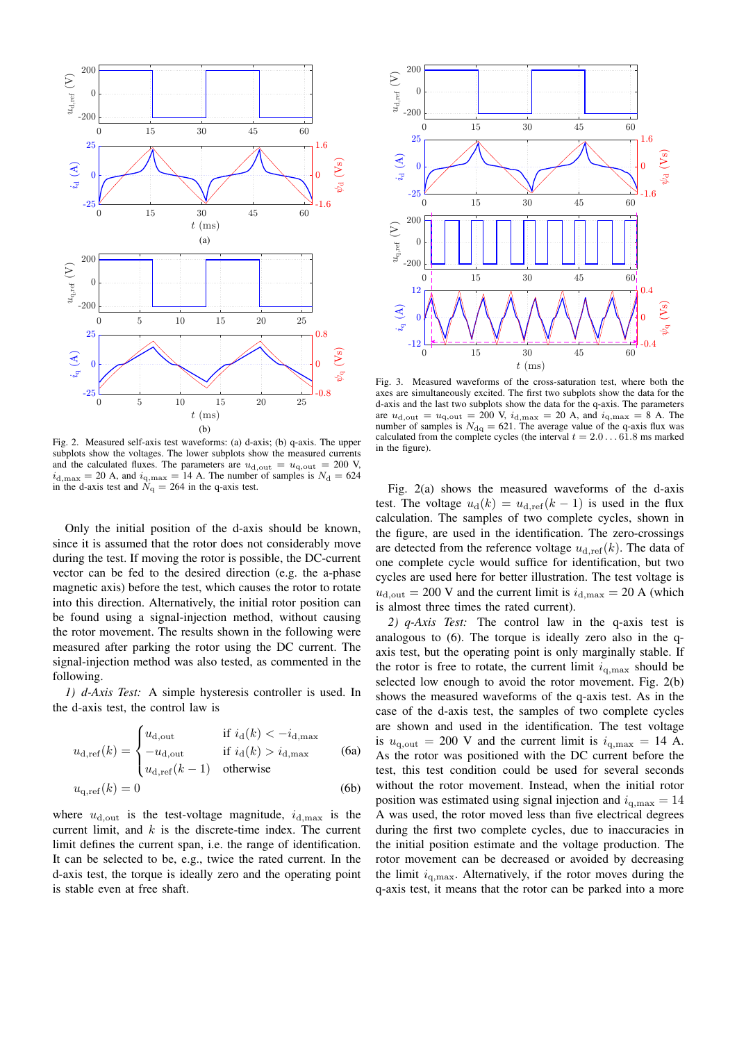200
0
-200
$u_{\rm d,ref}$ (V)
0 15 30 45 60

25
0
-25
$i_{\rm d}$ (A)
1.6
0
-1.6
$\psi_{\rm d}$ (Vs)
0 15 30 45 60
$t$ (ms)

(a)

200
0
-200
$u_{\rm q,ref}$ (V)
0 5 10 15 20 25

25
0
-25
$i_{\rm q}$ (A)
0.8
0
-0.8
$\psi_{\rm q}$ (Vs)
0 5 10 15 20 25
$t$ (ms)

(b)

Fig. 2. Measured self-axis test waveforms: (a) d-axis; (b) q-axis. The upper subplots show the voltages. The lower subplots show the measured currents and the calculated fluxes. The parameters are $u_{\rm d,out} = u_{\rm q,out} = 200$ V, $i_{\rm d,max} = 20$ A, and $i_{\rm q,max} = 14$ A. The number of samples is $N_{\rm d} = 624$ in the d-axis test and $N_{\rm q} = 264$ in the q-axis test.

200
0
-200
$u_{\rm d,ref}$ (V)
0 15 30 45 60

25
0
-25
$i_{\rm d}$ (A)
1.6
0
-1.6
$\psi_{\rm d}$ (Vs)
0 15 30 45 60

200
0
-200
$u_{\rm q,ref}$ (V)
0 15 30 45 60

12
0
-12
$i_{\rm q}$ (A)
0.4
0
-0.4
$\psi_{\rm q}$ (Vs)
0 15 30 45 60
$t$ (ms)

Fig. 3. Measured waveforms of the cross-saturation test, where both the axes are simultaneously excited. The first two subplots show the data for the d-axis and the last two subplots show the data for the q-axis. The parameters are $u_{\rm d,out} = u_{\rm q,out} = 200$ V, $i_{\rm d,max} = 20$ A, and $i_{\rm q,max} = 8$ A. The number of samples is $N_{\rm dq} = 621$. The average value of the q-axis flux was calculated from the complete cycles (the interval $t = 2.0 \ldots 61.8$ ms marked in the figure).

Only the initial position of the d-axis should be known, since it is assumed that the rotor does not considerably move during the test. If moving the rotor is possible, the DC-current vector can be fed to the desired direction (e.g. the a-phase magnetic axis) before the test, which causes the rotor to rotate into this direction. Alternatively, the initial rotor position can be found using a signal-injection method, without causing the rotor movement. The results shown in the following were measured after parking the rotor using the DC current. The signal-injection method was also tested, as commented in the following.

*1) d-Axis Test:* A simple hysteresis controller is used. In the d-axis test, the control law is

$$u_{\rm d,ref}(k) = \begin{cases} u_{\rm d,out} & \text{if } i_{\rm d}(k) < -i_{\rm d,max} \\ -u_{\rm d,out} & \text{if } i_{\rm d}(k) > i_{\rm d,max} \\ u_{\rm d,ref}(k-1) & \text{otherwise} \end{cases} \tag{6a}$$

$$u_{\rm q,ref}(k) = 0 \tag{6b}$$

where $u_{\rm d,out}$ is the test-voltage magnitude, $i_{\rm d,max}$ is the current limit, and $k$ is the discrete-time index. The current limit defines the current span, i.e. the range of identification. It can be selected to be, e.g., twice the rated current. In the d-axis test, the torque is ideally zero and the operating point is stable even at free shaft.

Fig. 2(a) shows the measured waveforms of the d-axis test. The voltage $u_{\rm d}(k) = u_{\rm d,ref}(k-1)$ is used in the flux calculation. The samples of two complete cycles, shown in the figure, are used in the identification. The zero-crossings are detected from the reference voltage $u_{\rm d,ref}(k)$. The data of one complete cycle would suffice for identification, but two cycles are used here for better illustration. The test voltage is $u_{\rm d,out} = 200$ V and the current limit is $i_{\rm d,max} = 20$ A (which is almost three times the rated current).

*2) q-Axis Test:* The control law in the q-axis test is analogous to (6). The torque is ideally zero also in the q-axis test, but the operating point is only marginally stable. If the rotor is free to rotate, the current limit $i_{\rm q,max}$ should be selected low enough to avoid the rotor movement. Fig. 2(b) shows the measured waveforms of the q-axis test. As in the case of the d-axis test, the samples of two complete cycles are shown and used in the identification. The test voltage is $u_{\rm q,out} = 200$ V and the current limit is $i_{\rm q,max} = 14$ A. As the rotor was positioned with the DC current before the test, this test condition could be used for several seconds without the rotor movement. Instead, when the initial rotor position was estimated using signal injection and $i_{\rm q,max} = 14$ A was used, the rotor moved less than five electrical degrees during the first two complete cycles, due to inaccuracies in the initial position estimate and the voltage production. The rotor movement can be decreased or avoided by decreasing the limit $i_{\rm q,max}$. Alternatively, if the rotor moves during the q-axis test, it means that the rotor can be parked into a more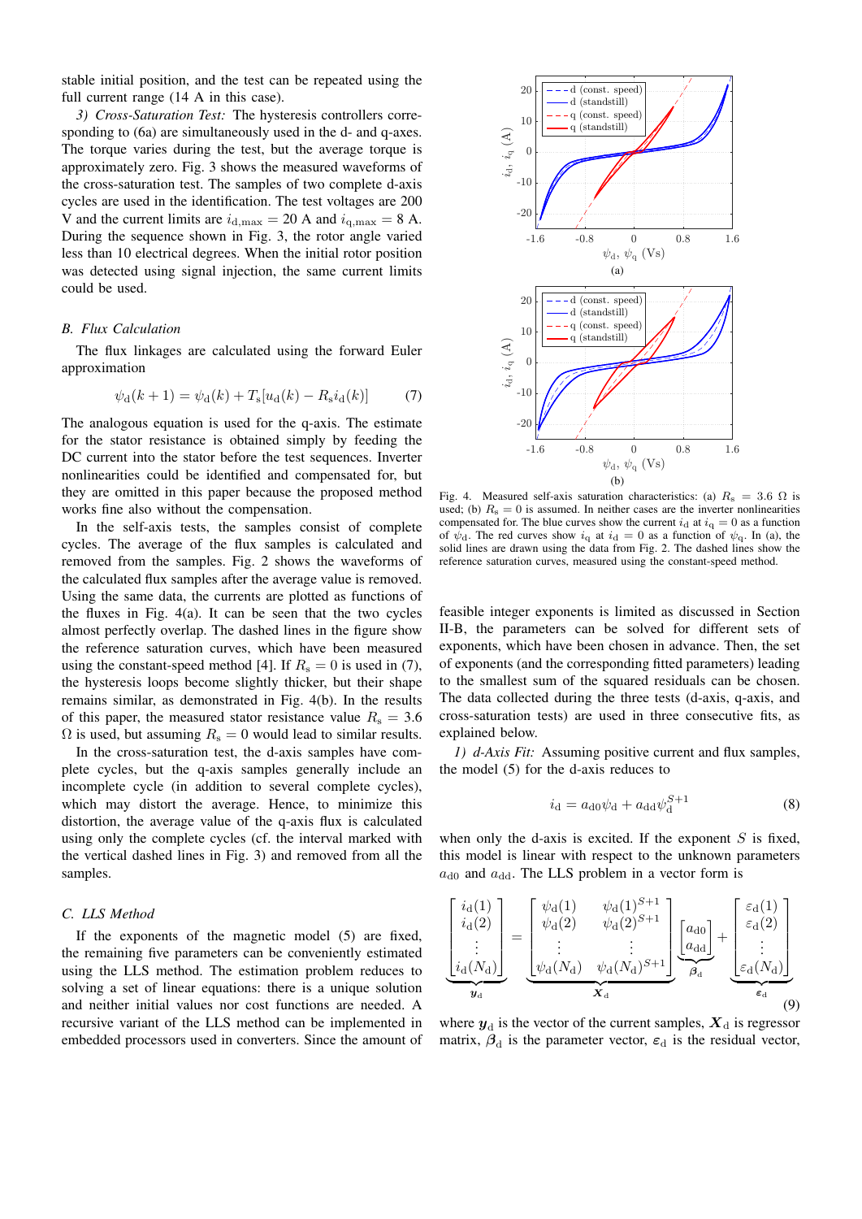stable initial position, and the test can be repeated using the full current range (14 A in this case).

*3) Cross-Saturation Test:* The hysteresis controllers corresponding to (6a) are simultaneously used in the d- and q-axes. The torque varies during the test, but the average torque is approximately zero. Fig. 3 shows the measured waveforms of the cross-saturation test. The samples of two complete d-axis cycles are used in the identification. The test voltages are 200 V and the current limits are $i_{\mathrm{d,max}} = 20$ A and $i_{\mathrm{q,max}} = 8$ A. During the sequence shown in Fig. 3, the rotor angle varied less than 10 electrical degrees. When the initial rotor position was detected using signal injection, the same current limits could be used.

### B. Flux Calculation

The flux linkages are calculated using the forward Euler approximation

$$\psi_{\mathrm{d}}(k+1) = \psi_{\mathrm{d}}(k) + T_{\mathrm{s}}[u_{\mathrm{d}}(k) - R_{\mathrm{s}} i_{\mathrm{d}}(k)] \tag{7}$$

The analogous equation is used for the q-axis. The estimate for the stator resistance is obtained simply by feeding the DC current into the stator before the test sequences. Inverter nonlinearities could be identified and compensated for, but they are omitted in this paper because the proposed method works fine also without the compensation.

In the self-axis tests, the samples consist of complete cycles. The average of the flux samples is calculated and removed from the samples. Fig. 2 shows the waveforms of the calculated flux samples after the average value is removed. Using the same data, the currents are plotted as functions of the fluxes in Fig. 4(a). It can be seen that the two cycles almost perfectly overlap. The dashed lines in the figure show the reference saturation curves, which have been measured using the constant-speed method [4]. If $R_{\mathrm{s}} = 0$ is used in (7), the hysteresis loops become slightly thicker, but their shape remains similar, as demonstrated in Fig. 4(b). In the results of this paper, the measured stator resistance value $R_{\mathrm{s}} = 3.6$ Ω is used, but assuming $R_{\mathrm{s}} = 0$ would lead to similar results.

In the cross-saturation test, the d-axis samples have complete cycles, but the q-axis samples generally include an incomplete cycle (in addition to several complete cycles), which may distort the average. Hence, to minimize this distortion, the average value of the q-axis flux is calculated using only the complete cycles (cf. the interval marked with the vertical dashed lines in Fig. 3) and removed from all the samples.

### C. LLS Method

If the exponents of the magnetic model (5) are fixed, the remaining five parameters can be conveniently estimated using the LLS method. The estimation problem reduces to solving a set of linear equations: there is a unique solution and neither initial values nor cost functions are needed. A recursive variant of the LLS method can be implemented in embedded processors used in converters. Since the amount of

20
10
0
-10
-20
$i_{\mathrm{d}}, i_{\mathrm{q}}$ (A)
-1.6
-0.8
0
0.8
1.6
$\psi_{\mathrm{d}}, \psi_{\mathrm{q}}$ (Vs)
d (const. speed)
d (standstill)
q (const. speed)
q (standstill)
(a)

20
10
0
-10
-20
$i_{\mathrm{d}}, i_{\mathrm{q}}$ (A)
-1.6
-0.8
0
0.8
1.6
$\psi_{\mathrm{d}}, \psi_{\mathrm{q}}$ (Vs)
d (const. speed)
d (standstill)
q (const. speed)
q (standstill)
(b)

Fig. 4. Measured self-axis saturation characteristics: (a) $R_{\mathrm{s}} = 3.6$ Ω is used; (b) $R_{\mathrm{s}} = 0$ is assumed. In neither case are the inverter nonlinearities compensated for. The blue curves show the current $i_{\mathrm{d}}$ at $i_{\mathrm{q}} = 0$ as a function of $\psi_{\mathrm{d}}$. The red curves show $i_{\mathrm{q}}$ at $i_{\mathrm{d}} = 0$ as a function of $\psi_{\mathrm{q}}$. In (a), the solid lines are drawn using the data from Fig. 2. The dashed lines show the reference saturation curves, measured using the constant-speed method.

feasible integer exponents is limited as discussed in Section II-B, the parameters can be solved for different sets of exponents, which have been chosen in advance. Then, the set of exponents (and the corresponding fitted parameters) leading to the smallest sum of the squared residuals can be chosen. The data collected during the three tests (d-axis, q-axis, and cross-saturation tests) are used in three consecutive fits, as explained below.

*1) d-Axis Fit:* Assuming positive current and flux samples, the model (5) for the d-axis reduces to

$$i_{\mathrm{d}} = a_{\mathrm{d}0}\psi_{\mathrm{d}} + a_{\mathrm{dd}}\psi_{\mathrm{d}}^{S+1} \tag{8}$$

when only the d-axis is excited. If the exponent $S$ is fixed, this model is linear with respect to the unknown parameters $a_{\mathrm{d}0}$ and $a_{\mathrm{dd}}$. The LLS problem in a vector form is

$$\underbrace{\begin{bmatrix} i_{\mathrm{d}}(1) \\ i_{\mathrm{d}}(2) \\ \vdots \\ i_{\mathrm{d}}(N_{\mathrm{d}}) \end{bmatrix}}_{\boldsymbol{y}_{\mathrm{d}}} = \underbrace{\begin{bmatrix} \psi_{\mathrm{d}}(1) & \psi_{\mathrm{d}}(1)^{S+1} \\ \psi_{\mathrm{d}}(2) & \psi_{\mathrm{d}}(2)^{S+1} \\ \vdots & \vdots \\ \psi_{\mathrm{d}}(N_{\mathrm{d}}) & \psi_{\mathrm{d}}(N_{\mathrm{d}})^{S+1} \end{bmatrix}}_{\boldsymbol{X}_{\mathrm{d}}} \underbrace{\begin{bmatrix} a_{\mathrm{d}0} \\ a_{\mathrm{dd}} \end{bmatrix}}_{\boldsymbol{\beta}_{\mathrm{d}}} + \underbrace{\begin{bmatrix} \varepsilon_{\mathrm{d}}(1) \\ \varepsilon_{\mathrm{d}}(2) \\ \vdots \\ \varepsilon_{\mathrm{d}}(N_{\mathrm{d}}) \end{bmatrix}}_{\boldsymbol{\varepsilon}_{\mathrm{d}}} \tag{9}$$

where $\boldsymbol{y}_{\mathrm{d}}$ is the vector of the current samples, $\boldsymbol{X}_{\mathrm{d}}$ is regressor matrix, $\boldsymbol{\beta}_{\mathrm{d}}$ is the parameter vector, $\boldsymbol{\varepsilon}_{\mathrm{d}}$ is the residual vector,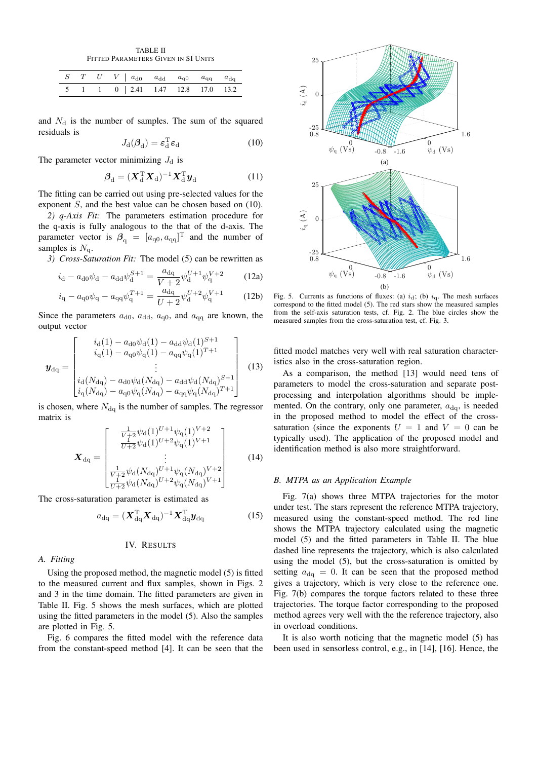TABLE II
FITTED PARAMETERS GIVEN IN SI UNITS

| $S$ | $T$ | $U$ | $V$ | $a_{d0}$ | $a_{dd}$ | $a_{q0}$ | $a_{qq}$ | $a_{dq}$ |
|---|---|---|---|---|---|---|---|---|
| 5 | 1 | 1 | 0 | 2.41 | 1.47 | 12.8 | 17.0 | 13.2 |

and $N_d$ is the number of samples. The sum of the squared residuals is

$$J_d(\boldsymbol{\beta}_d) = \boldsymbol{\varepsilon}_d^T \boldsymbol{\varepsilon}_d \tag{10}$$

The parameter vector minimizing $J_d$ is

$$\boldsymbol{\beta}_d = (\boldsymbol{X}_d^T \boldsymbol{X}_d)^{-1} \boldsymbol{X}_d^T \boldsymbol{y}_d \tag{11}$$

The fitting can be carried out using pre-selected values for the exponent $S$, and the best value can be chosen based on (10).

*2) q-Axis Fit:* The parameters estimation procedure for the q-axis is fully analogous to the that of the d-axis. The parameter vector is $\boldsymbol{\beta}_q = [a_{q0}, a_{qq}]^T$ and the number of samples is $N_q$.

*3) Cross-Saturation Fit:* The model (5) can be rewritten as

$$i_d - a_{d0}\psi_d - a_{dd}\psi_d^{S+1} = \frac{a_{dq}}{V+2}\psi_d^{U+1}\psi_q^{V+2} \tag{12a}$$

$$i_q - a_{q0}\psi_q - a_{qq}\psi_q^{T+1} = \frac{a_{dq}}{U+2}\psi_d^{U+2}\psi_q^{V+1} \tag{12b}$$

Since the parameters $a_{d0}$, $a_{dd}$, $a_{q0}$, and $a_{qq}$ are known, the output vector

$$\boldsymbol{y}_{dq} = \begin{bmatrix} i_d(1) - a_{d0}\psi_d(1) - a_{dd}\psi_d(1)^{S+1} \\ i_q(1) - a_{q0}\psi_q(1) - a_{qq}\psi_q(1)^{T+1} \\ \vdots \\ i_d(N_{dq}) - a_{d0}\psi_d(N_{dq}) - a_{dd}\psi_d(N_{dq})^{S+1} \\ i_q(N_{dq}) - a_{q0}\psi_q(N_{dq}) - a_{qq}\psi_q(N_{dq})^{T+1} \end{bmatrix} \tag{13}$$

is chosen, where $N_{dq}$ is the number of samples. The regressor matrix is

$$\boldsymbol{X}_{dq} = \begin{bmatrix} \frac{1}{V+2}\psi_d(1)^{U+1}\psi_q(1)^{V+2} \\ \frac{1}{U+2}\psi_d(1)^{U+2}\psi_q(1)^{V+1} \\ \vdots \\ \frac{1}{V+2}\psi_d(N_{dq})^{U+1}\psi_q(N_{dq})^{V+2} \\ \frac{1}{U+2}\psi_d(N_{dq})^{U+2}\psi_q(N_{dq})^{V+1} \end{bmatrix} \tag{14}$$

The cross-saturation parameter is estimated as

$$a_{dq} = (\boldsymbol{X}_{dq}^T \boldsymbol{X}_{dq})^{-1} \boldsymbol{X}_{dq}^T \boldsymbol{y}_{dq} \tag{15}$$

## IV. RESULTS

### A. Fitting

Using the proposed method, the magnetic model (5) is fitted to the measured current and flux samples, shown in Figs. 2 and 3 in the time domain. The fitted parameters are given in Table II. Fig. 5 shows the mesh surfaces, which are plotted using the fitted parameters in the model (5). Also the samples are plotted in Fig. 5.

Fig. 6 compares the fitted model with the reference data from the constant-speed method [4]. It can be seen that the fitted model matches very well with real saturation characteristics also in the cross-saturation region.

As a comparison, the method [13] would need tens of parameters to model the cross-saturation and separate post-processing and interpolation algorithms should be implemented. On the contrary, only one parameter, $a_{dq}$, is needed in the proposed method to model the effect of the cross-saturation (since the exponents $U = 1$ and $V = 0$ can be typically used). The application of the proposed model and identification method is also more straightforward.

25
0
-25
$i_d$ (A)
0.8
0
$\psi_q$ (Vs)
-0.8
-1.6
0
$\psi_d$ (Vs)
1.6
(a)

25
0
-25
$i_q$ (A)
0.8
0
$\psi_q$ (Vs)
-0.8
-1.6
0
$\psi_d$ (Vs)
1.6
(b)

Fig. 5. Currents as functions of fluxes: (a) $i_d$; (b) $i_q$. The mesh surfaces correspond to the fitted model (5). The red stars show the measured samples from the self-axis saturation tests, cf. Fig. 2. The blue circles show the measured samples from the cross-saturation tests, cf. Fig. 3.

### B. MTPA as an Application Example

Fig. 7(a) shows three MTPA trajectories for the motor under test. The stars represent the reference MTPA trajectory, measured using the constant-speed method. The red line shows the MTPA trajectory calculated using the magnetic model (5) and the fitted parameters in Table II. The blue dashed line represents the trajectory, which is also calculated using the model (5), but the cross-saturation is omitted by setting $a_{dq} = 0$. It can be seen that the proposed method gives a trajectory, which is very close to the reference one. Fig. 7(b) compares the torque factors related to these three trajectories. The torque factor corresponding to the proposed method agrees very well with the the reference trajectory, also in overload conditions.

It is also worth noticing that the magnetic model (5) has been used in sensorless control, e.g., in [14], [16]. Hence, the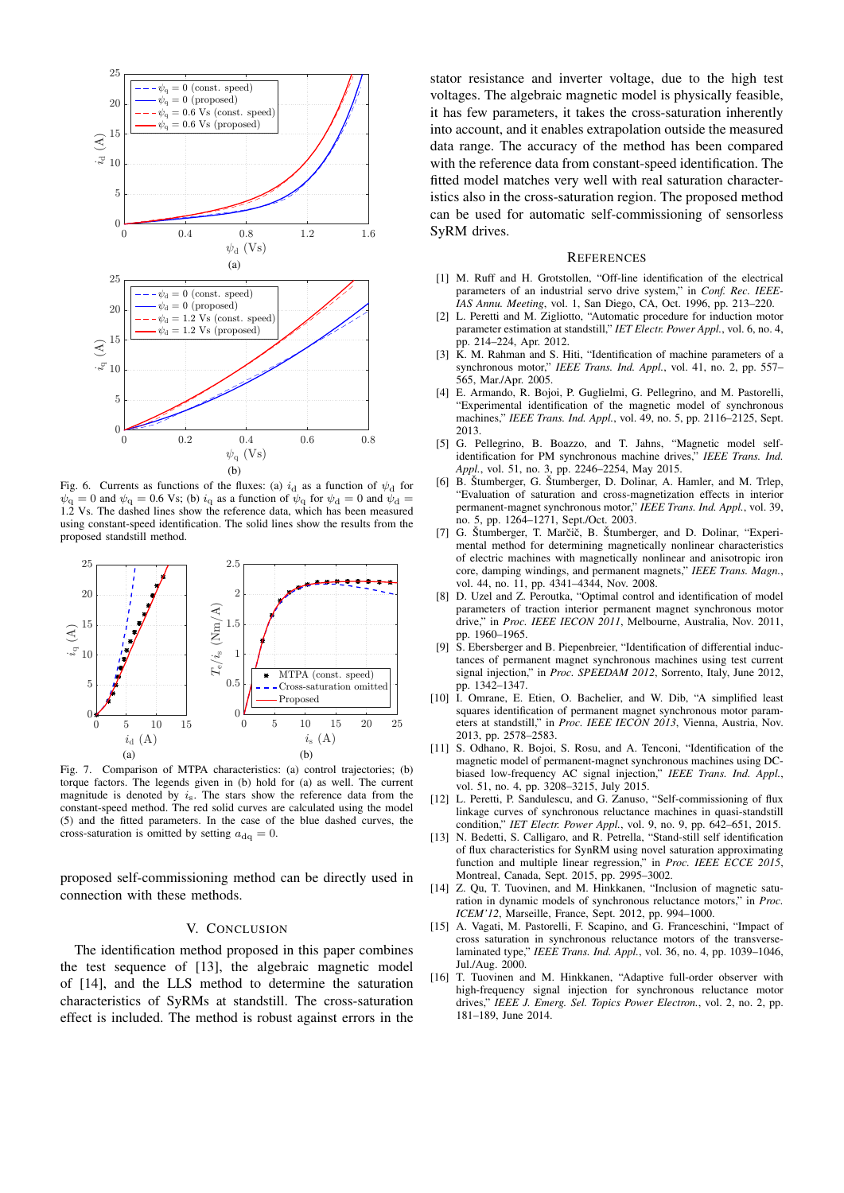25
20
15
10
5
0
0 0.4 0.8 1.2 1.6
$i_\mathrm{d}$ (A)
$\psi_\mathrm{d}$ (Vs)
$\psi_\mathrm{q} = 0$ (const. speed)
$\psi_\mathrm{q} = 0$ (proposed)
$\psi_\mathrm{q} = 0.6$ Vs (const. speed)
$\psi_\mathrm{q} = 0.6$ Vs (proposed)
(a)

25
20
15
10
5
0
0 0.2 0.4 0.6 0.8
$i_\mathrm{q}$ (A)
$\psi_\mathrm{q}$ (Vs)
$\psi_\mathrm{d} = 0$ (const. speed)
$\psi_\mathrm{d} = 0$ (proposed)
$\psi_\mathrm{d} = 1.2$ Vs (const. speed)
$\psi_\mathrm{d} = 1.2$ Vs (proposed)
(b)

Fig. 6. Currents as functions of the fluxes: (a) $i_\mathrm{d}$ as a function of $\psi_\mathrm{d}$ for $\psi_\mathrm{q} = 0$ and $\psi_\mathrm{q} = 0.6$ Vs; (b) $i_\mathrm{q}$ as a function of $\psi_\mathrm{q}$ for $\psi_\mathrm{d} = 0$ and $\psi_\mathrm{d} = 1.2$ Vs. The dashed lines show the reference data, which has been measured using constant-speed identification. The solid lines show the results from the proposed standstill method.

25
20
15
10
5
0
0 5 10 15
$i_\mathrm{q}$ (A)
$i_\mathrm{d}$ (A)
(a)

2.5
2
1.5
1
0.5
0
0 5 10 15 20 25
$T_\mathrm{e}/i_\mathrm{s}$ (Nm/A)
$i_\mathrm{s}$ (A)
MTPA (const. speed)
Cross-saturation omitted
Proposed
(b)

Fig. 7. Comparison of MTPA characteristics: (a) control trajectories; (b) torque factors. The legends given in (b) hold for (a) as well. The current magnitude is denoted by $i_\mathrm{s}$. The stars show the reference data from the constant-speed method. The red solid curves are calculated using the model (5) and the fitted parameters. In the case of the blue dashed curves, the cross-saturation is omitted by setting $a_\mathrm{dq} = 0$.

proposed self-commissioning method can be directly used in connection with these methods.

## V. Conclusion

The identification method proposed in this paper combines the test sequence of [13], the algebraic magnetic model of [14], and the LLS method to determine the saturation characteristics of SyRMs at standstill. The cross-saturation effect is included. The method is robust against errors in the stator resistance and inverter voltage, due to the high test voltages. The algebraic magnetic model is physically feasible, it has few parameters, it takes the cross-saturation inherently into account, and it enables extrapolation outside the measured data range. The accuracy of the method has been compared with the reference data from constant-speed identification. The fitted model matches very well with real saturation characteristics also in the cross-saturation region. The proposed method can be used for automatic self-commissioning of sensorless SyRM drives.

## References

[1] M. Ruff and H. Grotstollen, "Off-line identification of the electrical parameters of an industrial servo drive system," in *Conf. Rec. IEEE-IAS Annu. Meeting*, vol. 1, San Diego, CA, Oct. 1996, pp. 213–220.

[2] L. Peretti and M. Zigliotto, "Automatic procedure for induction motor parameter estimation at standstill," *IET Electr. Power Appl.*, vol. 6, no. 4, pp. 214–224, Apr. 2012.

[3] K. M. Rahman and S. Hiti, "Identification of machine parameters of a synchronous motor," *IEEE Trans. Ind. Appl.*, vol. 41, no. 2, pp. 557–565, Mar./Apr. 2005.

[4] E. Armando, R. Bojoi, P. Guglielmi, G. Pellegrino, and M. Pastorelli, "Experimental identification of the magnetic model of synchronous machines," *IEEE Trans. Ind. Appl.*, vol. 49, no. 5, pp. 2116–2125, Sept. 2013.

[5] G. Pellegrino, B. Boazzo, and T. Jahns, "Magnetic model self-identification for PM synchronous machine drives," *IEEE Trans. Ind. Appl.*, vol. 51, no. 3, pp. 2246–2254, May 2015.

[6] B. Štumberger, G. Štumberger, D. Dolinar, A. Hamler, and M. Trlep, "Evaluation of saturation and cross-magnetization effects in interior permanent-magnet synchronous motor," *IEEE Trans. Ind. Appl.*, vol. 39, no. 5, pp. 1264–1271, Sept./Oct. 2003.

[7] G. Štumberger, T. Marčič, B. Štumberger, and D. Dolinar, "Experimental method for determining magnetically nonlinear characteristics of electric machines with magnetically nonlinear and anisotropic iron core, damping windings, and permanent magnets," *IEEE Trans. Magn.*, vol. 44, no. 11, pp. 4341–4344, Nov. 2008.

[8] D. Uzel and Z. Peroutka, "Optimal control and identification of model parameters of traction interior permanent magnet synchronous motor drive," in *Proc. IEEE IECON 2011*, Melbourne, Australia, Nov. 2011, pp. 1960–1965.

[9] S. Ebersberger and B. Piepenbreier, "Identification of differential inductances of permanent magnet synchronous machines using test current signal injection," in *Proc. SPEEDAM 2012*, Sorrento, Italy, June 2012, pp. 1342–1347.

[10] I. Omrane, E. Etien, O. Bachelier, and W. Dib, "A simplified least squares identification of permanent magnet synchronous motor parameters at standstill," in *Proc. IEEE IECON 2013*, Vienna, Austria, Nov. 2013, pp. 2578–2583.

[11] S. Odhano, R. Bojoi, S. Rosu, and A. Tenconi, "Identification of the magnetic model of permanent-magnet synchronous machines using DC-biased low-frequency AC signal injection," *IEEE Trans. Ind. Appl.*, vol. 51, no. 4, pp. 3208–3215, July 2015.

[12] L. Peretti, P. Sandulescu, and G. Zanuso, "Self-commissioning of flux linkage curves of synchronous reluctance machines in quasi-standstill condition," *IET Electr. Power Appl.*, vol. 9, no. 9, pp. 642–651, 2015.

[13] N. Bedetti, S. Calligaro, and R. Petrella, "Stand-still self identification of flux characteristics for SynRM using novel saturation approximating function and multiple linear regression," in *Proc. IEEE ECCE 2015*, Montreal, Canada, Sept. 2015, pp. 2995–3002.

[14] Z. Qu, T. Tuovinen, and M. Hinkkanen, "Inclusion of magnetic saturation in dynamic models of synchronous reluctance motors," in *Proc. ICEM'12*, Marseille, France, Sept. 2012, pp. 994–1000.

[15] A. Vagati, M. Pastorelli, F. Scapino, and G. Franceschini, "Impact of cross saturation in synchronous reluctance motors of the transverse-laminated type," *IEEE Trans. Ind. Appl.*, vol. 36, no. 4, pp. 1039–1046, Jul./Aug. 2000.

[16] T. Tuovinen and M. Hinkkanen, "Adaptive full-order observer with high-frequency signal injection for synchronous reluctance motor drives," *IEEE J. Emerg. Sel. Topics Power Electron.*, vol. 2, no. 2, pp. 181–189, June 2014.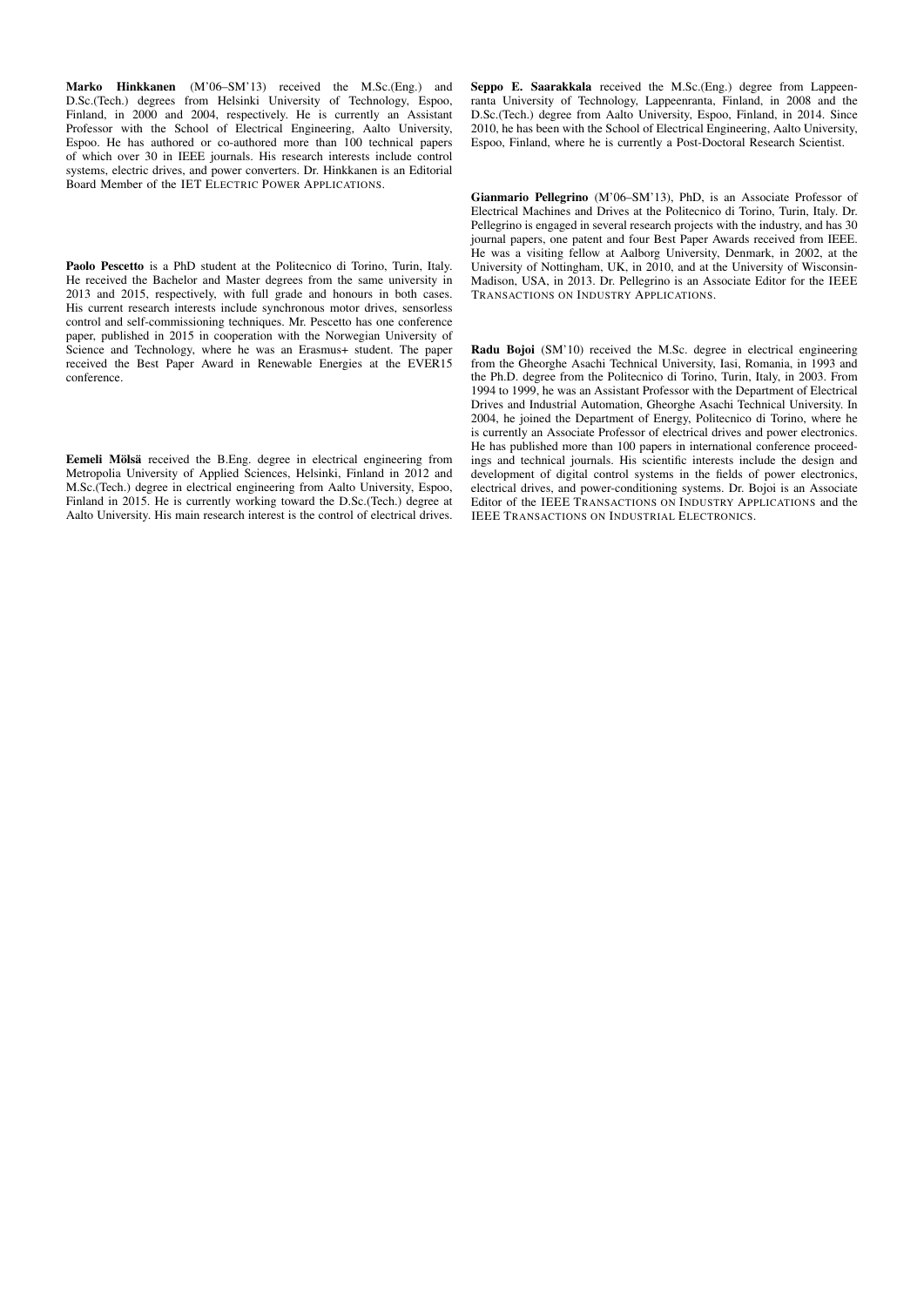**Marko Hinkkanen** (M'06–SM'13) received the M.Sc.(Eng.) and D.Sc.(Tech.) degrees from Helsinki University of Technology, Espoo, Finland, in 2000 and 2004, respectively. He is currently an Assistant Professor with the School of Electrical Engineering, Aalto University, Espoo. He has authored or co-authored more than 100 technical papers of which over 30 in IEEE journals. His research interests include control systems, electric drives, and power converters. Dr. Hinkkanen is an Editorial Board Member of the IET ELECTRIC POWER APPLICATIONS.

**Paolo Pescetto** is a PhD student at the Politecnico di Torino, Turin, Italy. He received the Bachelor and Master degrees from the same university in 2013 and 2015, respectively, with full grade and honours in both cases. His current research interests include synchronous motor drives, sensorless control and self-commissioning techniques. Mr. Pescetto has one conference paper, published in 2015 in cooperation with the Norwegian University of Science and Technology, where he was an Erasmus+ student. The paper received the Best Paper Award in Renewable Energies at the EVER15 conference.

**Eemeli Mölsä** received the B.Eng. degree in electrical engineering from Metropolia University of Applied Sciences, Helsinki, Finland in 2012 and M.Sc.(Tech.) degree in electrical engineering from Aalto University, Espoo, Finland in 2015. He is currently working toward the D.Sc.(Tech.) degree at Aalto University. His main research interest is the control of electrical drives.

**Seppo E. Saarakkala** received the M.Sc.(Eng.) degree from Lappeenranta University of Technology, Lappeenranta, Finland, in 2008 and the D.Sc.(Tech.) degree from Aalto University, Espoo, Finland, in 2014. Since 2010, he has been with the School of Electrical Engineering, Aalto University, Espoo, Finland, where he is currently a Post-Doctoral Research Scientist.

**Gianmario Pellegrino** (M'06–SM'13), PhD, is an Associate Professor of Electrical Machines and Drives at the Politecnico di Torino, Turin, Italy. Dr. Pellegrino is engaged in several research projects with the industry, and has 30 journal papers, one patent and four Best Paper Awards received from IEEE. He was a visiting fellow at Aalborg University, Denmark, in 2002, at the University of Nottingham, UK, in 2010, and at the University of Wisconsin-Madison, USA, in 2013. Dr. Pellegrino is an Associate Editor for the IEEE TRANSACTIONS ON INDUSTRY APPLICATIONS.

**Radu Bojoi** (SM'10) received the M.Sc. degree in electrical engineering from the Gheorghe Asachi Technical University, Iasi, Romania, in 1993 and the Ph.D. degree from the Politecnico di Torino, Turin, Italy, in 2003. From 1994 to 1999, he was an Assistant Professor with the Department of Electrical Drives and Industrial Automation, Gheorghe Asachi Technical University. In 2004, he joined the Department of Energy, Politecnico di Torino, where he is currently an Associate Professor of electrical drives and power electronics. He has published more than 100 papers in international conference proceedings and technical journals. His scientific interests include the design and development of digital control systems in the fields of power electronics, electrical drives, and power-conditioning systems. Dr. Bojoi is an Associate Editor of the IEEE TRANSACTIONS ON INDUSTRY APPLICATIONS and the IEEE TRANSACTIONS ON INDUSTRIAL ELECTRONICS.